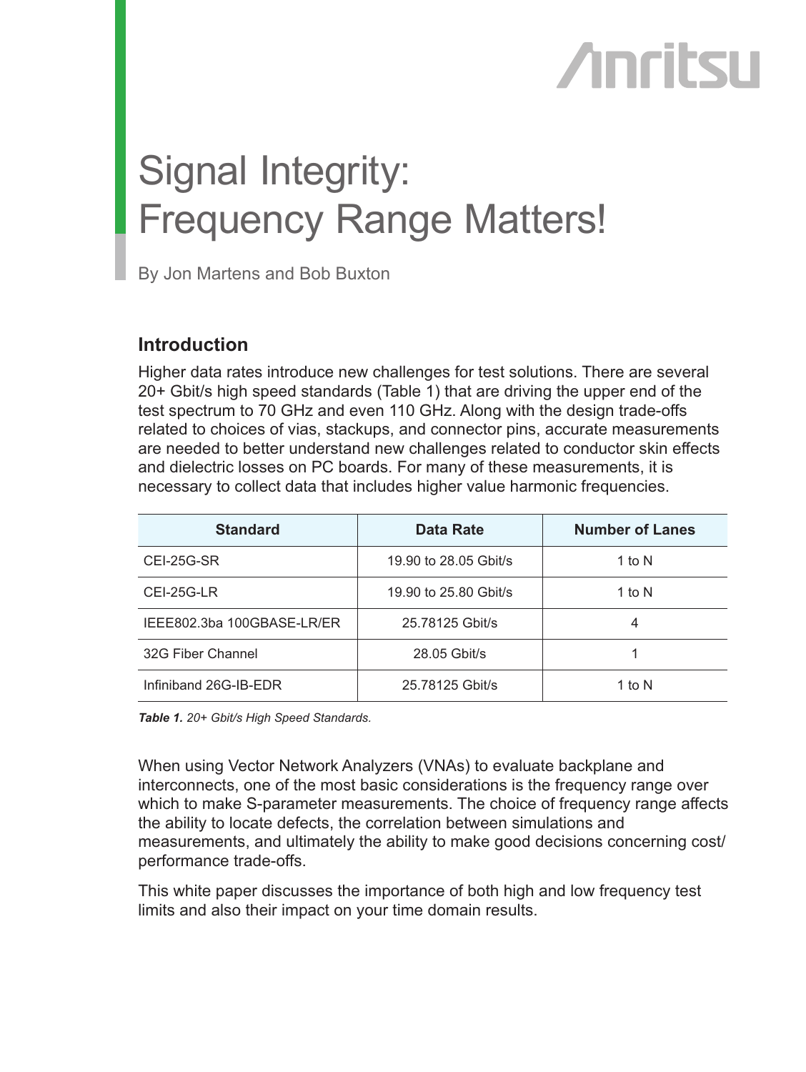Anritsu

# Signal Integrity: Frequency Range Matters!

By Jon Martens and Bob Buxton

## Introduction

Higher data rates introduce new challenges for test solutions. There are several 20+ Gbit/s high speed standards (Table 1) that are driving the upper end of the test spectrum to 70 GHz and even 110 GHz. Along with the design trade-offs related to choices of vias, stackups, and connector pins, accurate measurements are needed to better understand new challenges related to conductor skin effects and dielectric losses on PC boards. For many of these measurements, it is necessary to collect data that includes higher value harmonic frequencies.

| Standard | Data Rate | Number of Lanes |
|---|---|---|
| CEI-25G-SR | 19.90 to 28.05 Gbit/s | 1 to N |
| CEI-25G-LR | 19.90 to 25.80 Gbit/s | 1 to N |
| IEEE802.3ba 100GBASE-LR/ER | 25.78125 Gbit/s | 4 |
| 32G Fiber Channel | 28.05 Gbit/s | 1 |
| Infiniband 26G-IB-EDR | 25.78125 Gbit/s | 1 to N |

***Table 1.*** *20+ Gbit/s High Speed Standards.*

When using Vector Network Analyzers (VNAs) to evaluate backplane and interconnects, one of the most basic considerations is the frequency range over which to make S-parameter measurements. The choice of frequency range affects the ability to locate defects, the correlation between simulations and measurements, and ultimately the ability to make good decisions concerning cost/performance trade-offs.

This white paper discusses the importance of both high and low frequency test limits and also their impact on your time domain results.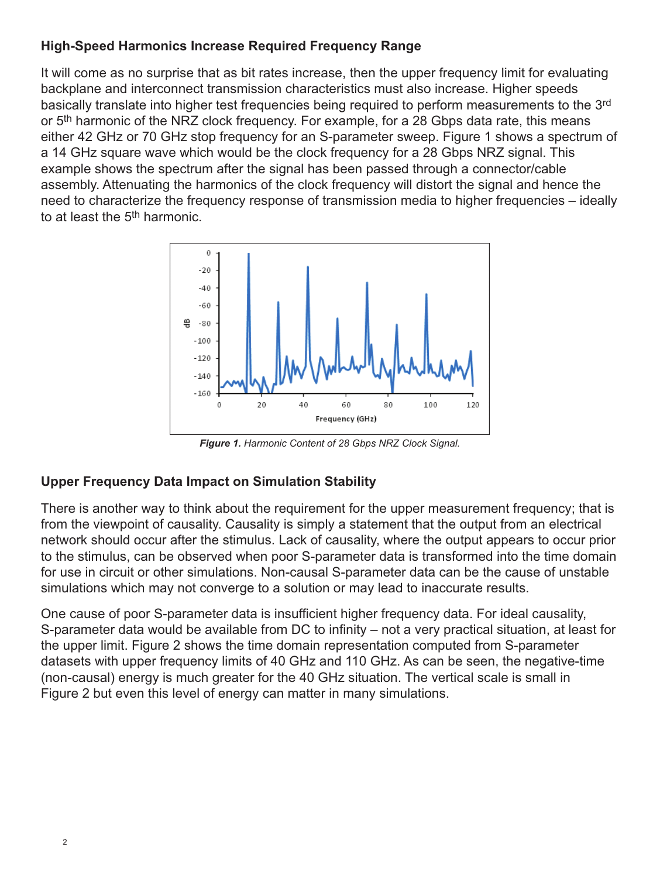## High-Speed Harmonics Increase Required Frequency Range

It will come as no surprise that as bit rates increase, then the upper frequency limit for evaluating backplane and interconnect transmission characteristics must also increase. Higher speeds basically translate into higher test frequencies being required to perform measurements to the 3rd or 5th harmonic of the NRZ clock frequency. For example, for a 28 Gbps data rate, this means either 42 GHz or 70 GHz stop frequency for an S-parameter sweep. Figure 1 shows a spectrum of a 14 GHz square wave which would be the clock frequency for a 28 Gbps NRZ signal. This example shows the spectrum after the signal has been passed through a connector/cable assembly. Attenuating the harmonics of the clock frequency will distort the signal and hence the need to characterize the frequency response of transmission media to higher frequencies – ideally to at least the 5th harmonic.

***Figure 1.*** *Harmonic Content of 28 Gbps NRZ Clock Signal.*

## Upper Frequency Data Impact on Simulation Stability

There is another way to think about the requirement for the upper measurement frequency; that is from the viewpoint of causality. Causality is simply a statement that the output from an electrical network should occur after the stimulus. Lack of causality, where the output appears to occur prior to the stimulus, can be observed when poor S-parameter data is transformed into the time domain for use in circuit or other simulations. Non-causal S-parameter data can be the cause of unstable simulations which may not converge to a solution or may lead to inaccurate results.

One cause of poor S-parameter data is insufficient higher frequency data. For ideal causality, S-parameter data would be available from DC to infinity – not a very practical situation, at least for the upper limit. Figure 2 shows the time domain representation computed from S-parameter datasets with upper frequency limits of 40 GHz and 110 GHz. As can be seen, the negative-time (non-causal) energy is much greater for the 40 GHz situation. The vertical scale is small in Figure 2 but even this level of energy can matter in many simulations.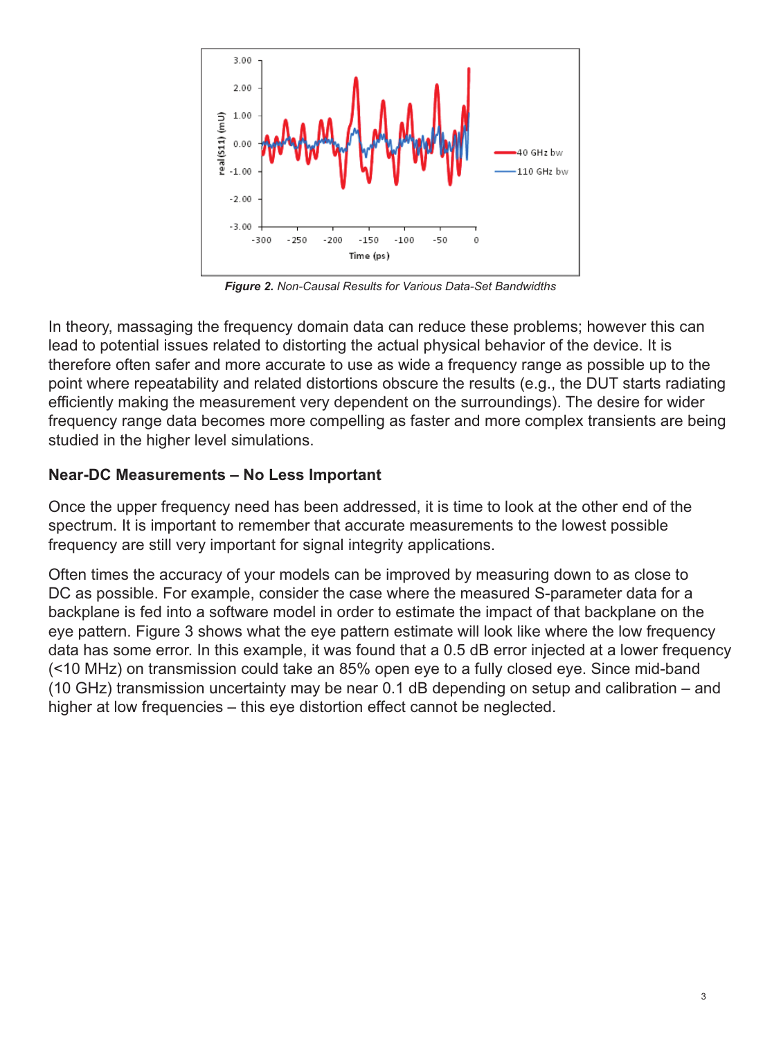***Figure 2.*** *Non-Causal Results for Various Data-Set Bandwidths*

In theory, massaging the frequency domain data can reduce these problems; however this can lead to potential issues related to distorting the actual physical behavior of the device. It is therefore often safer and more accurate to use as wide a frequency range as possible up to the point where repeatability and related distortions obscure the results (e.g., the DUT starts radiating efficiently making the measurement very dependent on the surroundings). The desire for wider frequency range data becomes more compelling as faster and more complex transients are being studied in the higher level simulations.

### Near-DC Measurements – No Less Important

Once the upper frequency need has been addressed, it is time to look at the other end of the spectrum. It is important to remember that accurate measurements to the lowest possible frequency are still very important for signal integrity applications.

Often times the accuracy of your models can be improved by measuring down to as close to DC as possible. For example, consider the case where the measured S-parameter data for a backplane is fed into a software model in order to estimate the impact of that backplane on the eye pattern. Figure 3 shows what the eye pattern estimate will look like where the low frequency data has some error. In this example, it was found that a 0.5 dB error injected at a lower frequency (<10 MHz) on transmission could take an 85% open eye to a fully closed eye. Since mid-band (10 GHz) transmission uncertainty may be near 0.1 dB depending on setup and calibration – and higher at low frequencies – this eye distortion effect cannot be neglected.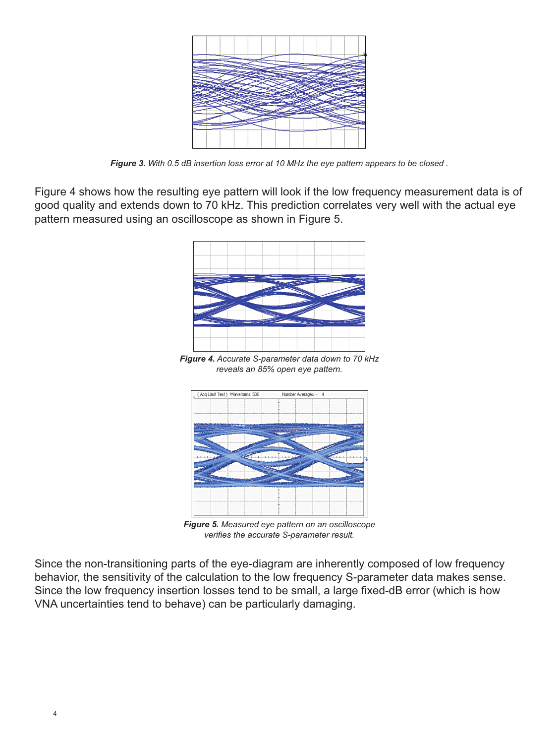*Figure 3. With 0.5 dB insertion loss error at 10 MHz the eye pattern appears to be closed .*

Figure 4 shows how the resulting eye pattern will look if the low frequency measurement data is of good quality and extends down to 70 kHz. This prediction correlates very well with the actual eye pattern measured using an oscilloscope as shown in Figure 5.

***Figure 4.*** *Accurate S-parameter data down to 70 kHz reveals an 85% open eye pattern.*

***Figure 5.*** *Measured eye pattern on an oscilloscope verifies the accurate S-parameter result.*

Since the non-transitioning parts of the eye-diagram are inherently composed of low frequency behavior, the sensitivity of the calculation to the low frequency S-parameter data makes sense. Since the low frequency insertion losses tend to be small, a large fixed-dB error (which is how VNA uncertainties tend to behave) can be particularly damaging.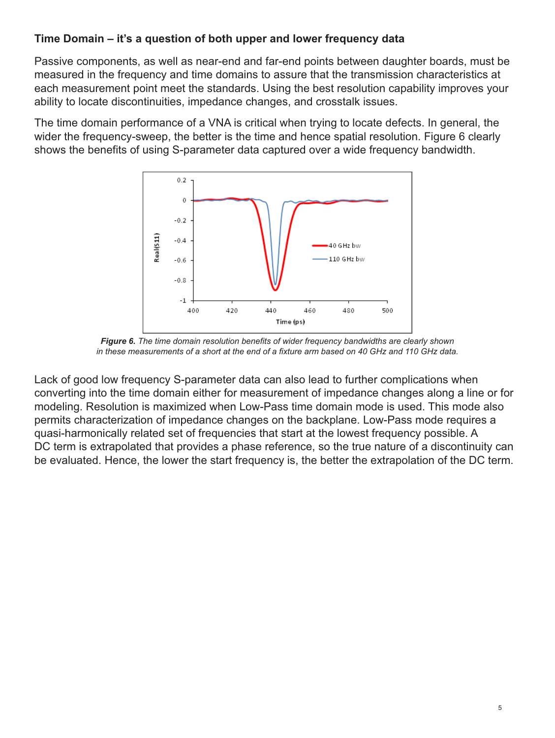### Time Domain – it's a question of both upper and lower frequency data

Passive components, as well as near-end and far-end points between daughter boards, must be measured in the frequency and time domains to assure that the transmission characteristics at each measurement point meet the standards. Using the best resolution capability improves your ability to locate discontinuities, impedance changes, and crosstalk issues.

The time domain performance of a VNA is critical when trying to locate defects. In general, the wider the frequency-sweep, the better is the time and hence spatial resolution. Figure 6 clearly shows the benefits of using S-parameter data captured over a wide frequency bandwidth.

***Figure 6.*** *The time domain resolution benefits of wider frequency bandwidths are clearly shown in these measurements of a short at the end of a fixture arm based on 40 GHz and 110 GHz data.*

Lack of good low frequency S-parameter data can also lead to further complications when converting into the time domain either for measurement of impedance changes along a line or for modeling. Resolution is maximized when Low-Pass time domain mode is used. This mode also permits characterization of impedance changes on the backplane. Low-Pass mode requires a quasi-harmonically related set of frequencies that start at the lowest frequency possible. A DC term is extrapolated that provides a phase reference, so the true nature of a discontinuity can be evaluated. Hence, the lower the start frequency is, the better the extrapolation of the DC term.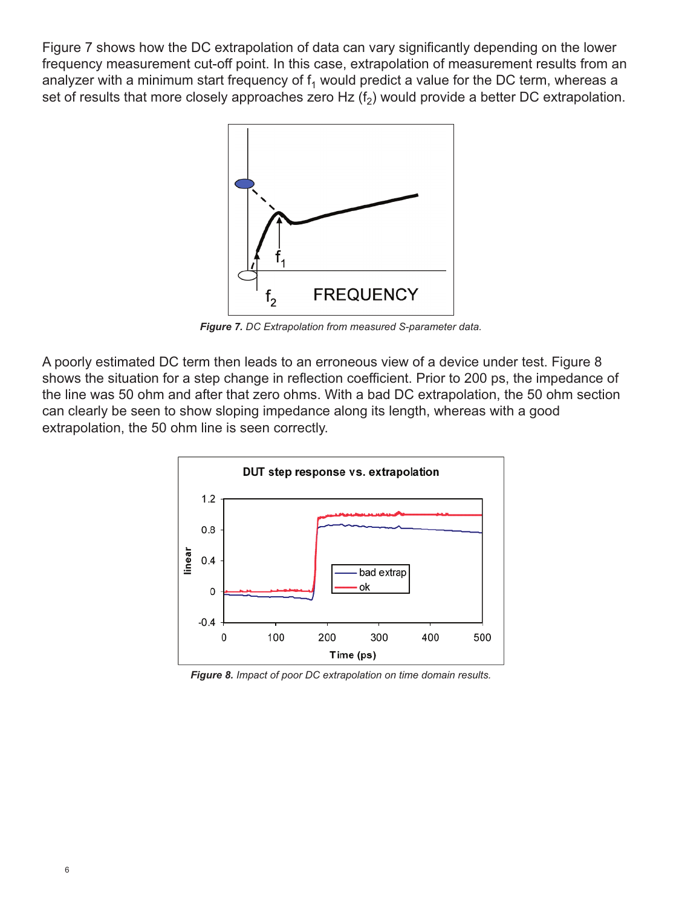Figure 7 shows how the DC extrapolation of data can vary significantly depending on the lower frequency measurement cut-off point. In this case, extrapolation of measurement results from an analyzer with a minimum start frequency of $f_1$ would predict a value for the DC term, whereas a set of results that more closely approaches zero Hz ($f_2$) would provide a better DC extrapolation.

***Figure 7.*** *DC Extrapolation from measured S-parameter data.*

A poorly estimated DC term then leads to an erroneous view of a device under test. Figure 8 shows the situation for a step change in reflection coefficient. Prior to 200 ps, the impedance of the line was 50 ohm and after that zero ohms. With a bad DC extrapolation, the 50 ohm section can clearly be seen to show sloping impedance along its length, whereas with a good extrapolation, the 50 ohm line is seen correctly.

***Figure 8.*** *Impact of poor DC extrapolation on time domain results.*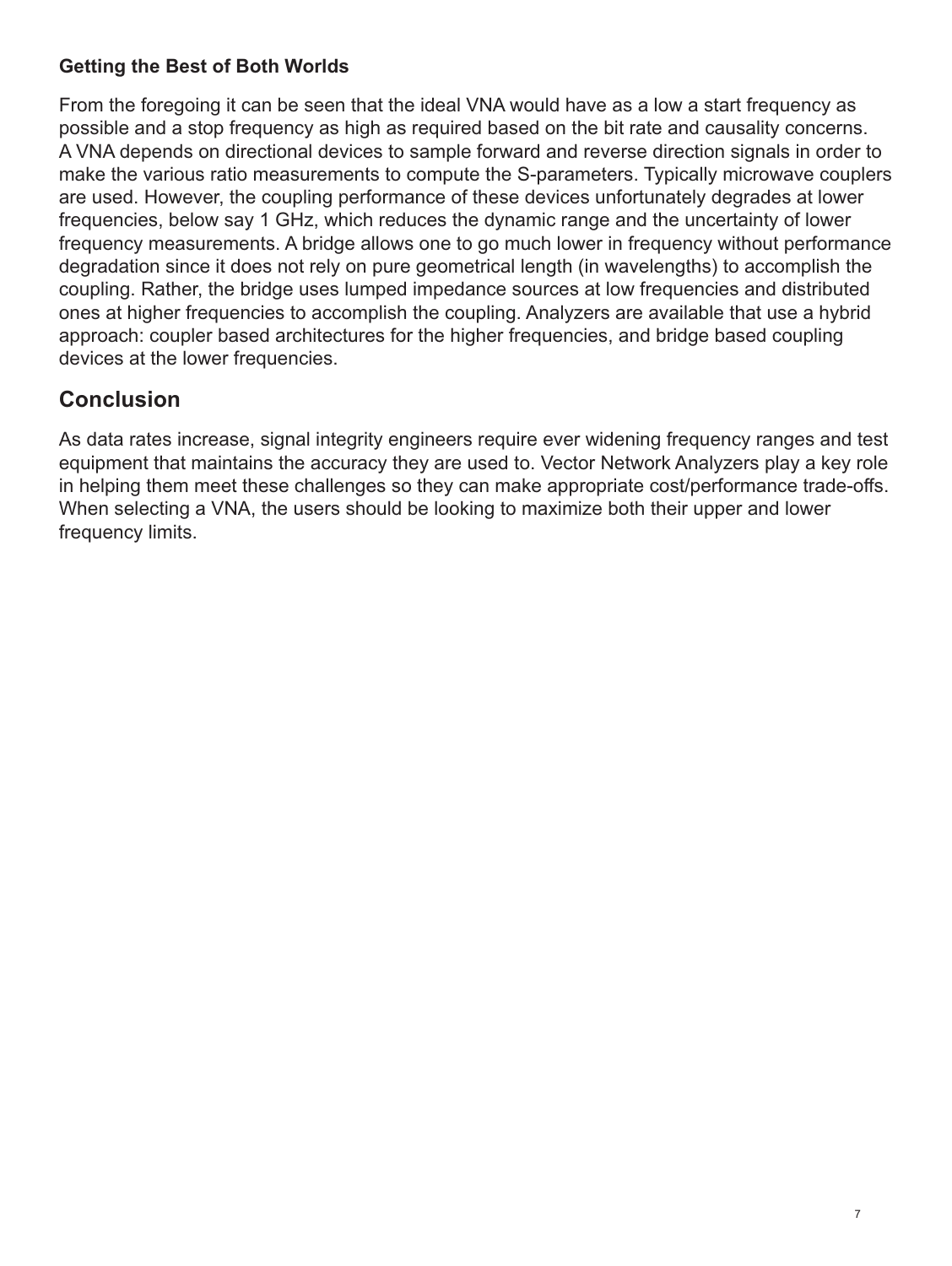### Getting the Best of Both Worlds

From the foregoing it can be seen that the ideal VNA would have as a low a start frequency as possible and a stop frequency as high as required based on the bit rate and causality concerns. A VNA depends on directional devices to sample forward and reverse direction signals in order to make the various ratio measurements to compute the S-parameters. Typically microwave couplers are used. However, the coupling performance of these devices unfortunately degrades at lower frequencies, below say 1 GHz, which reduces the dynamic range and the uncertainty of lower frequency measurements. A bridge allows one to go much lower in frequency without performance degradation since it does not rely on pure geometrical length (in wavelengths) to accomplish the coupling. Rather, the bridge uses lumped impedance sources at low frequencies and distributed ones at higher frequencies to accomplish the coupling. Analyzers are available that use a hybrid approach: coupler based architectures for the higher frequencies, and bridge based coupling devices at the lower frequencies.

## Conclusion

As data rates increase, signal integrity engineers require ever widening frequency ranges and test equipment that maintains the accuracy they are used to. Vector Network Analyzers play a key role in helping them meet these challenges so they can make appropriate cost/performance trade-offs. When selecting a VNA, the users should be looking to maximize both their upper and lower frequency limits.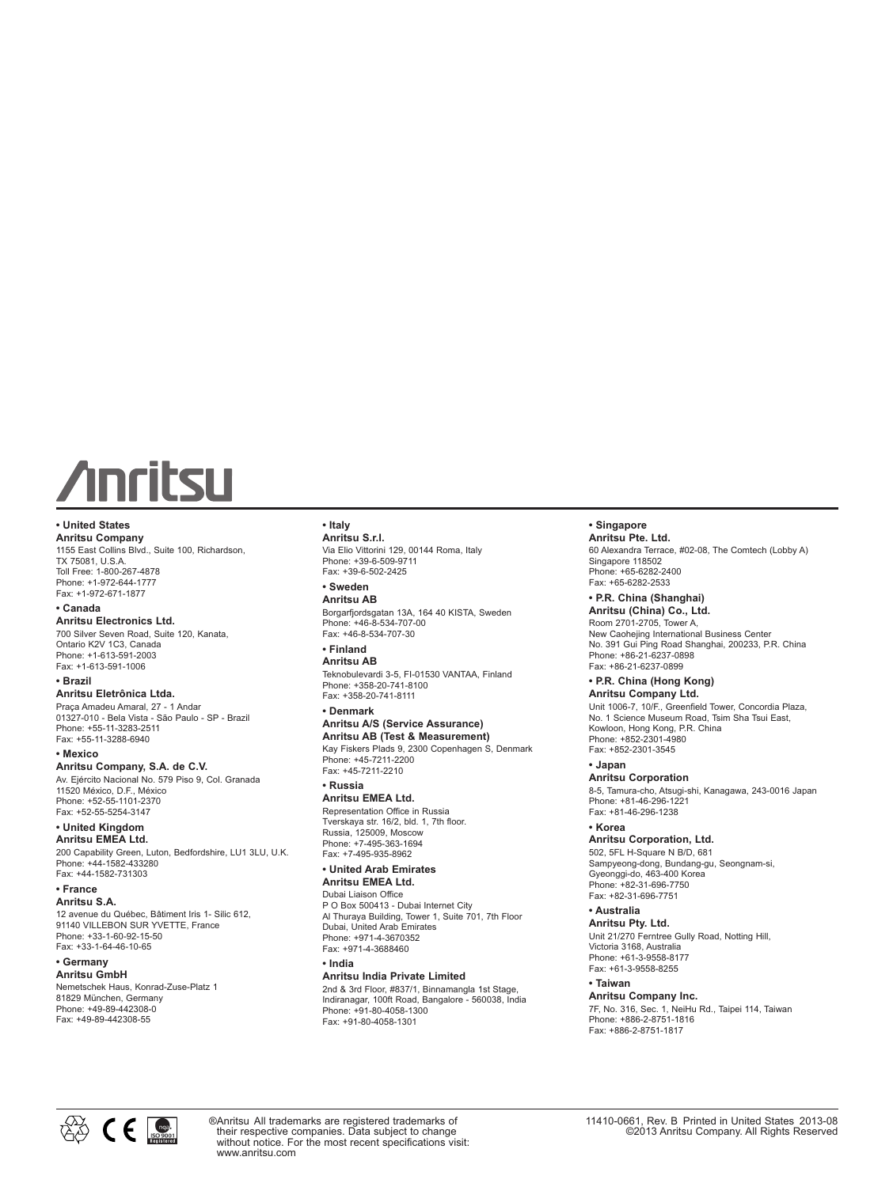# Anritsu

**• United States**
**Anritsu Company**
1155 East Collins Blvd., Suite 100, Richardson, TX 75081, U.S.A.
Toll Free: 1-800-267-4878
Phone: +1-972-644-1777
Fax: +1-972-671-1877

**• Canada**
**Anritsu Electronics Ltd.**
700 Silver Seven Road, Suite 120, Kanata, Ontario K2V 1C3, Canada
Phone: +1-613-591-2003
Fax: +1-613-591-1006

**• Brazil**
**Anritsu Eletrônica Ltda.**
Praça Amadeu Amaral, 27 - 1 Andar
01327-010 - Bela Vista - São Paulo - SP - Brazil
Phone: +55-11-3283-2511
Fax: +55-11-3288-6940

**• Mexico**
**Anritsu Company, S.A. de C.V.**
Av. Ejército Nacional No. 579 Piso 9, Col. Granada
11520 México, D.F., México
Phone: +52-55-1101-2370
Fax: +52-55-5254-3147

**• United Kingdom**
**Anritsu EMEA Ltd.**
200 Capability Green, Luton, Bedfordshire, LU1 3LU, U.K.
Phone: +44-1582-433280
Fax: +44-1582-731303

**• France**
**Anritsu S.A.**
12 avenue du Québec, Bâtiment Iris 1- Silic 612, 91140 VILLEBON SUR YVETTE, France
Phone: +33-1-60-92-15-50
Fax: +33-1-64-46-10-65

**• Germany**
**Anritsu GmbH**
Nemetschek Haus, Konrad-Zuse-Platz 1
81829 München, Germany
Phone: +49-89-442308-0
Fax: +49-89-442308-55

**• Italy**
**Anritsu S.r.l.**
Via Elio Vittorini 129, 00144 Roma, Italy
Phone: +39-6-509-9711
Fax: +39-6-502-2425

**• Sweden**
**Anritsu AB**
Borgarfjordsgatan 13A, 164 40 KISTA, Sweden
Phone: +46-8-534-707-00
Fax: +46-8-534-707-30

**• Finland**
**Anritsu AB**
Teknobulevardi 3-5, FI-01530 VANTAA, Finland
Phone: +358-20-741-8100
Fax: +358-20-741-8111

**• Denmark**
**Anritsu A/S (Service Assurance)**
**Anritsu AB (Test & Measurement)**
Kay Fiskers Plads 9, 2300 Copenhagen S, Denmark
Phone: +45-7211-2200
Fax: +45-7211-2210

**• Russia**
**Anritsu EMEA Ltd.**
Representation Office in Russia
Tverskaya str. 16/2, bld. 1, 7th floor.
Russia, 125009, Moscow
Phone: +7-495-363-1694
Fax: +7-495-935-8962

**• United Arab Emirates**
**Anritsu EMEA Ltd.**
Dubai Liaison Office
P O Box 500413 - Dubai Internet City
Al Thuraya Building, Tower 1, Suite 701, 7th Floor
Dubai, United Arab Emirates
Phone: +971-4-3670352
Fax: +971-4-3688460

**• India**
**Anritsu India Private Limited**
2nd & 3rd Floor, #837/1, Binnamangla 1st Stage, Indiranagar, 100ft Road, Bangalore - 560038, India
Phone: +91-80-4058-1300
Fax: +91-80-4058-1301

**• Singapore**
**Anritsu Pte. Ltd.**
60 Alexandra Terrace, #02-08, The Comtech (Lobby A)
Singapore 118502
Phone: +65-6282-2400
Fax: +65-6282-2533

**• P.R. China (Shanghai)**
**Anritsu (China) Co., Ltd.**
Room 2701-2705, Tower A,
New Caohejing International Business Center
No. 391 Gui Ping Road Shanghai, 200233, P.R. China
Phone: +86-21-6237-0898
Fax: +86-21-6237-0899

**• P.R. China (Hong Kong)**
**Anritsu Company Ltd.**
Unit 1006-7, 10/F., Greenfield Tower, Concordia Plaza, No. 1 Science Museum Road, Tsim Sha Tsui East, Kowloon, Hong Kong, P.R. China
Phone: +852-2301-4980
Fax: +852-2301-3545

**• Japan**
**Anritsu Corporation**
8-5, Tamura-cho, Atsugi-shi, Kanagawa, 243-0016 Japan
Phone: +81-46-296-1221
Fax: +81-46-296-1238

**• Korea**
**Anritsu Corporation, Ltd.**
502, 5FL H-Square N B/D, 681
Sampyeong-dong, Bundang-gu, Seongnam-si, Gyeonggi-do, 463-400 Korea
Phone: +82-31-696-7750
Fax: +82-31-696-7751

**• Australia**
**Anritsu Pty. Ltd.**
Unit 21/270 Ferntree Gully Road, Notting Hill, Victoria 3168, Australia
Phone: +61-3-9558-8177
Fax: +61-3-9558-8255

**• Taiwan**
**Anritsu Company Inc.**
7F, No. 316, Sec. 1, NeiHu Rd., Taipei 114, Taiwan
Phone: +886-2-8751-1816
Fax: +886-2-8751-1817

®Anritsu All trademarks are registered trademarks of their respective companies. Data subject to change without notice. For the most recent specifications visit: www.anritsu.com

11410-0661, Rev. B Printed in United States 2013-08
©2013 Anritsu Company. All Rights Reserved